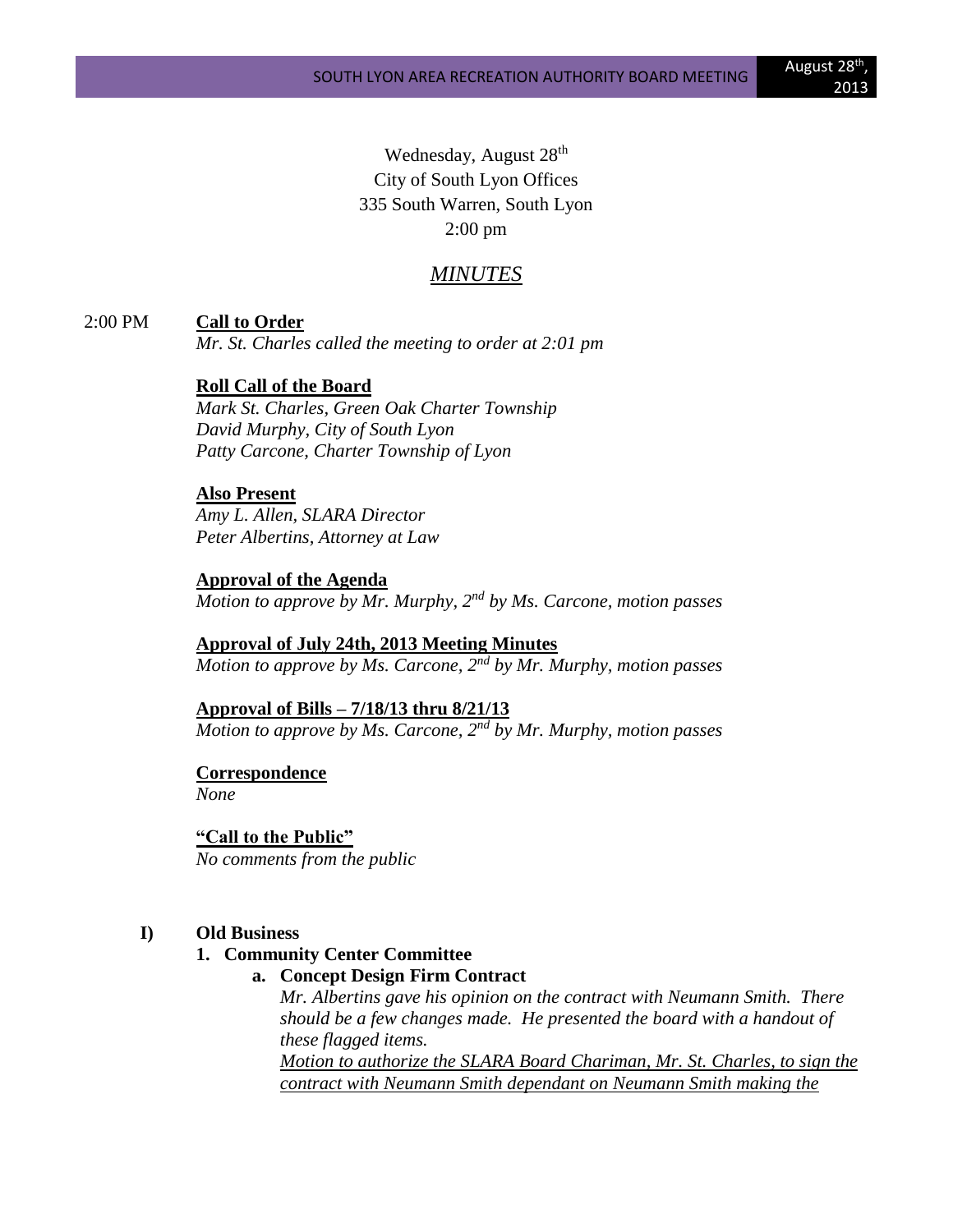Wednesday, August 28th
City of South Lyon Offices
335 South Warren, South Lyon
2:00 pm

## *MINUTES*

2:00 PM **Call to Order**

*Mr. St. Charles called the meeting to order at 2:01 pm*

**Roll Call of the Board**

*Mark St. Charles, Green Oak Charter Township*
*David Murphy, City of South Lyon*
*Patty Carcone, Charter Township of Lyon*

**Also Present**

*Amy L. Allen, SLARA Director*
*Peter Albertins, Attorney at Law*

**Approval of the Agenda**

*Motion to approve by Mr. Murphy, 2nd by Ms. Carcone, motion passes*

**Approval of July 24th, 2013 Meeting Minutes**

*Motion to approve by Ms. Carcone, 2nd by Mr. Murphy, motion passes*

**Approval of Bills – 7/18/13 thru 8/21/13**

*Motion to approve by Ms. Carcone, 2nd by Mr. Murphy, motion passes*

**Correspondence**

*None*

**"Call to the Public"**

*No comments from the public*

**I) Old Business**

1. **Community Center Committee**
   a. **Concept Design Firm Contract**

      *Mr. Albertins gave his opinion on the contract with Neumann Smith. There should be a few changes made. He presented the board with a handout of these flagged items.*

      *Motion to authorize the SLARA Board Chariman, Mr. St. Charles, to sign the contract with Neumann Smith dependant on Neumann Smith making the*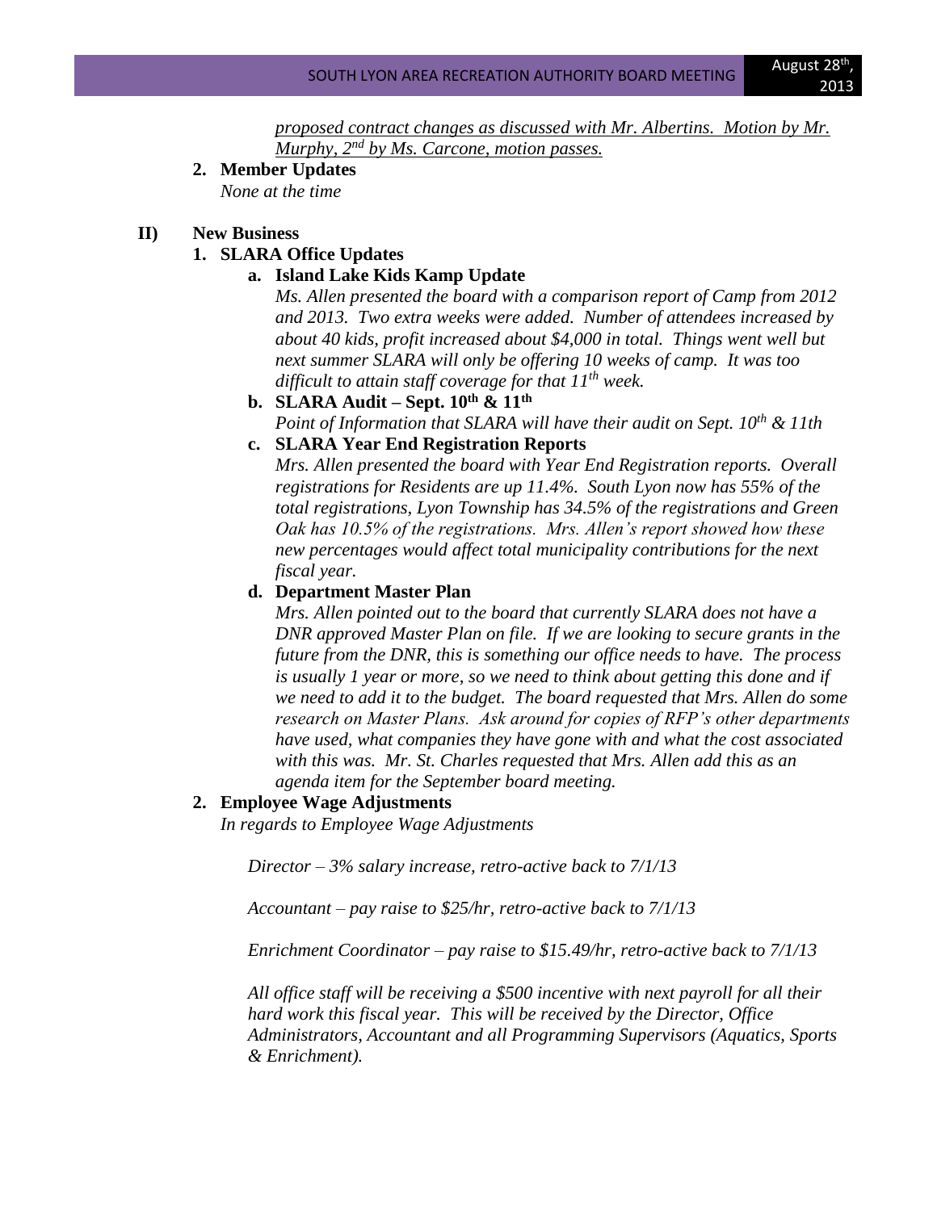*proposed contract changes as discussed with Mr. Albertins. Motion by Mr. Murphy, 2nd by Ms. Carcone, motion passes.*

2. **Member Updates**
   *None at the time*

**II) New Business**

1. **SLARA Office Updates**
   a. **Island Lake Kids Kamp Update**
      *Ms. Allen presented the board with a comparison report of Camp from 2012 and 2013. Two extra weeks were added. Number of attendees increased by about 40 kids, profit increased about $4,000 in total. Things went well but next summer SLARA will only be offering 10 weeks of camp. It was too difficult to attain staff coverage for that 11th week.*
   b. **SLARA Audit – Sept. 10th & 11th**
      *Point of Information that SLARA will have their audit on Sept. 10th & 11th*
   c. **SLARA Year End Registration Reports**
      *Mrs. Allen presented the board with Year End Registration reports. Overall registrations for Residents are up 11.4%. South Lyon now has 55% of the total registrations, Lyon Township has 34.5% of the registrations and Green Oak has 10.5% of the registrations. Mrs. Allen's report showed how these new percentages would affect total municipality contributions for the next fiscal year.*
   d. **Department Master Plan**
      *Mrs. Allen pointed out to the board that currently SLARA does not have a DNR approved Master Plan on file. If we are looking to secure grants in the future from the DNR, this is something our office needs to have. The process is usually 1 year or more, so we need to think about getting this done and if we need to add it to the budget. The board requested that Mrs. Allen do some research on Master Plans. Ask around for copies of RFP's other departments have used, what companies they have gone with and what the cost associated with this was. Mr. St. Charles requested that Mrs. Allen add this as an agenda item for the September board meeting.*

2. **Employee Wage Adjustments**
   *In regards to Employee Wage Adjustments*

   *Director – 3% salary increase, retro-active back to 7/1/13*

   *Accountant – pay raise to $25/hr, retro-active back to 7/1/13*

   *Enrichment Coordinator – pay raise to $15.49/hr, retro-active back to 7/1/13*

   *All office staff will be receiving a $500 incentive with next payroll for all their hard work this fiscal year. This will be received by the Director, Office Administrators, Accountant and all Programming Supervisors (Aquatics, Sports & Enrichment).*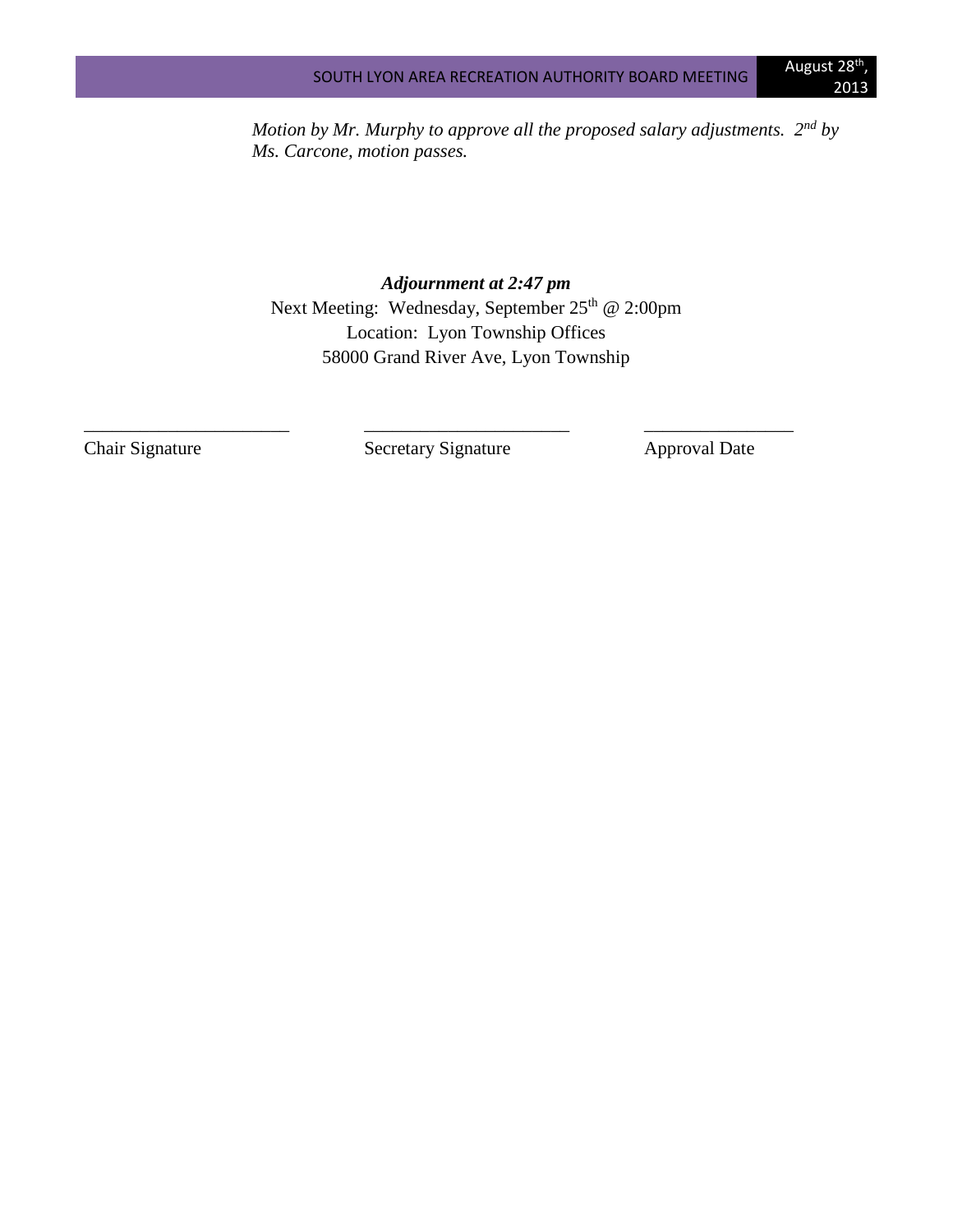*Motion by Mr. Murphy to approve all the proposed salary adjustments. 2nd by Ms. Carcone, motion passes.*

***Adjournment at 2:47 pm***

Next Meeting: Wednesday, September 25th @ 2:00pm

Location: Lyon Township Offices

58000 Grand River Ave, Lyon Township

| | | |
|---|---|---|
| ______________________ | ______________________ | ________________ |
| Chair Signature | Secretary Signature | Approval Date |